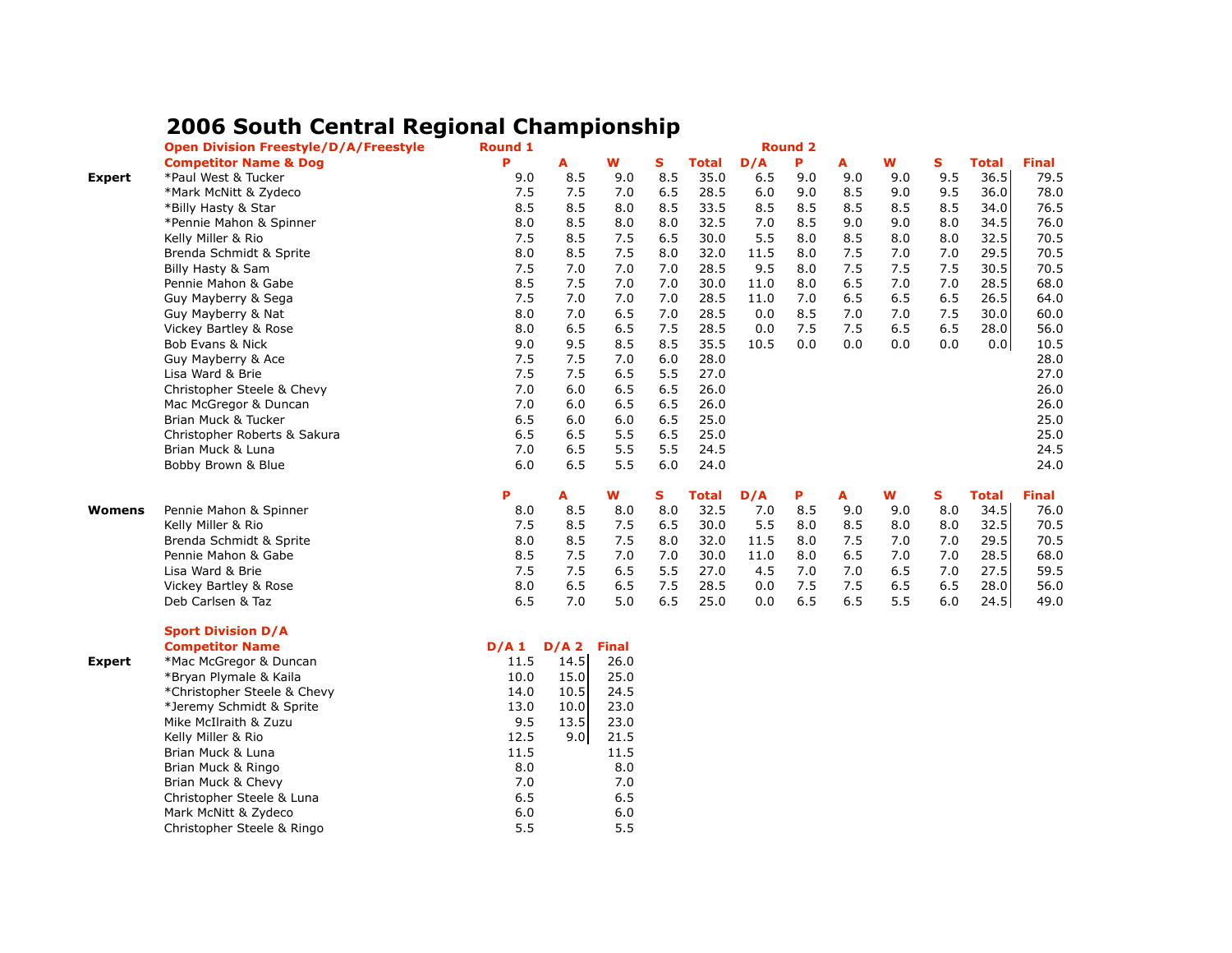# 2006 South Central Regional Championship

**Open Division Freestyle/D/A/Freestyle**

| | Competitor Name & Dog | Round 1 P | A | W | S | Total | Round 2 D/A | P | A | W | S | Total | Final |
|---|---|---|---|---|---|---|---|---|---|---|---|---|---|
| **Expert** | *Paul West & Tucker | 9.0 | 8.5 | 9.0 | 8.5 | 35.0 | 6.5 | 9.0 | 9.0 | 9.0 | 9.5 | 36.5 | 79.5 |
| | *Mark McNitt & Zydeco | 7.5 | 7.5 | 7.0 | 6.5 | 28.5 | 6.0 | 9.0 | 8.5 | 9.0 | 9.5 | 36.0 | 78.0 |
| | *Billy Hasty & Star | 8.5 | 8.5 | 8.0 | 8.5 | 33.5 | 8.5 | 8.5 | 8.5 | 8.5 | 8.5 | 34.0 | 76.5 |
| | *Pennie Mahon & Spinner | 8.0 | 8.5 | 8.0 | 8.0 | 32.5 | 7.0 | 8.5 | 9.0 | 9.0 | 8.0 | 34.5 | 76.0 |
| | Kelly Miller & Rio | 7.5 | 8.5 | 7.5 | 6.5 | 30.0 | 5.5 | 8.0 | 8.5 | 8.0 | 8.0 | 32.5 | 70.5 |
| | Brenda Schmidt & Sprite | 8.0 | 8.5 | 7.5 | 8.0 | 32.0 | 11.5 | 8.0 | 7.5 | 7.0 | 7.0 | 29.5 | 70.5 |
| | Billy Hasty & Sam | 7.5 | 7.0 | 7.0 | 7.0 | 28.5 | 9.5 | 8.0 | 7.5 | 7.5 | 7.5 | 30.5 | 70.5 |
| | Pennie Mahon & Gabe | 8.5 | 7.5 | 7.0 | 7.0 | 30.0 | 11.0 | 8.0 | 6.5 | 7.0 | 7.0 | 28.5 | 68.0 |
| | Guy Mayberry & Sega | 7.5 | 7.0 | 7.0 | 7.0 | 28.5 | 11.0 | 7.0 | 6.5 | 6.5 | 6.5 | 26.5 | 64.0 |
| | Guy Mayberry & Nat | 8.0 | 7.0 | 6.5 | 7.0 | 28.5 | 0.0 | 8.5 | 7.0 | 7.0 | 7.5 | 30.0 | 60.0 |
| | Vickey Bartley & Rose | 8.0 | 6.5 | 6.5 | 7.5 | 28.5 | 0.0 | 7.5 | 7.5 | 6.5 | 6.5 | 28.0 | 56.0 |
| | Bob Evans & Nick | 9.0 | 9.5 | 8.5 | 8.5 | 35.5 | 10.5 | 0.0 | 0.0 | 0.0 | 0.0 | 0.0 | 10.5 |
| | Guy Mayberry & Ace | 7.5 | 7.5 | 7.0 | 6.0 | 28.0 | | | | | | | 28.0 |
| | Lisa Ward & Brie | 7.5 | 7.5 | 6.5 | 5.5 | 27.0 | | | | | | | 27.0 |
| | Christopher Steele & Chevy | 7.0 | 6.0 | 6.5 | 6.5 | 26.0 | | | | | | | 26.0 |
| | Mac McGregor & Duncan | 7.0 | 6.0 | 6.5 | 6.5 | 26.0 | | | | | | | 26.0 |
| | Brian Muck & Tucker | 6.5 | 6.0 | 6.0 | 6.5 | 25.0 | | | | | | | 25.0 |
| | Christopher Roberts & Sakura | 6.5 | 6.5 | 5.5 | 6.5 | 25.0 | | | | | | | 25.0 |
| | Brian Muck & Luna | 7.0 | 6.5 | 5.5 | 5.5 | 24.5 | | | | | | | 24.5 |
| | Bobby Brown & Blue | 6.0 | 6.5 | 5.5 | 6.0 | 24.0 | | | | | | | 24.0 |

| | | P | A | W | S | Total | D/A | P | A | W | S | Total | Final |
|---|---|---|---|---|---|---|---|---|---|---|---|---|---|
| **Womens** | Pennie Mahon & Spinner | 8.0 | 8.5 | 8.0 | 8.0 | 32.5 | 7.0 | 8.5 | 9.0 | 9.0 | 8.0 | 34.5 | 76.0 |
| | Kelly Miller & Rio | 7.5 | 8.5 | 7.5 | 6.5 | 30.0 | 5.5 | 8.0 | 8.5 | 8.0 | 8.0 | 32.5 | 70.5 |
| | Brenda Schmidt & Sprite | 8.0 | 8.5 | 7.5 | 8.0 | 32.0 | 11.5 | 8.0 | 7.5 | 7.0 | 7.0 | 29.5 | 70.5 |
| | Pennie Mahon & Gabe | 8.5 | 7.5 | 7.0 | 7.0 | 30.0 | 11.0 | 8.0 | 6.5 | 7.0 | 7.0 | 28.5 | 68.0 |
| | Lisa Ward & Brie | 7.5 | 7.5 | 6.5 | 5.5 | 27.0 | 4.5 | 7.0 | 7.0 | 6.5 | 7.0 | 27.5 | 59.5 |
| | Vickey Bartley & Rose | 8.0 | 6.5 | 6.5 | 7.5 | 28.5 | 0.0 | 7.5 | 7.5 | 6.5 | 6.5 | 28.0 | 56.0 |
| | Deb Carlsen & Taz | 6.5 | 7.0 | 5.0 | 6.5 | 25.0 | 0.0 | 6.5 | 6.5 | 5.5 | 6.0 | 24.5 | 49.0 |

**Sport Division D/A**

| | Competitor Name | D/A 1 | D/A 2 | Final |
|---|---|---|---|---|
| **Expert** | *Mac McGregor & Duncan | 11.5 | 14.5 | 26.0 |
| | *Bryan Plymale & Kaila | 10.0 | 15.0 | 25.0 |
| | *Christopher Steele & Chevy | 14.0 | 10.5 | 24.5 |
| | *Jeremy Schmidt & Sprite | 13.0 | 10.0 | 23.0 |
| | Mike McIlraith & Zuzu | 9.5 | 13.5 | 23.0 |
| | Kelly Miller & Rio | 12.5 | 9.0 | 21.5 |
| | Brian Muck & Luna | 11.5 | | 11.5 |
| | Brian Muck & Ringo | 8.0 | | 8.0 |
| | Brian Muck & Chevy | 7.0 | | 7.0 |
| | Christopher Steele & Luna | 6.5 | | 6.5 |
| | Mark McNitt & Zydeco | 6.0 | | 6.0 |
| | Christopher Steele & Ringo | 5.5 | | 5.5 |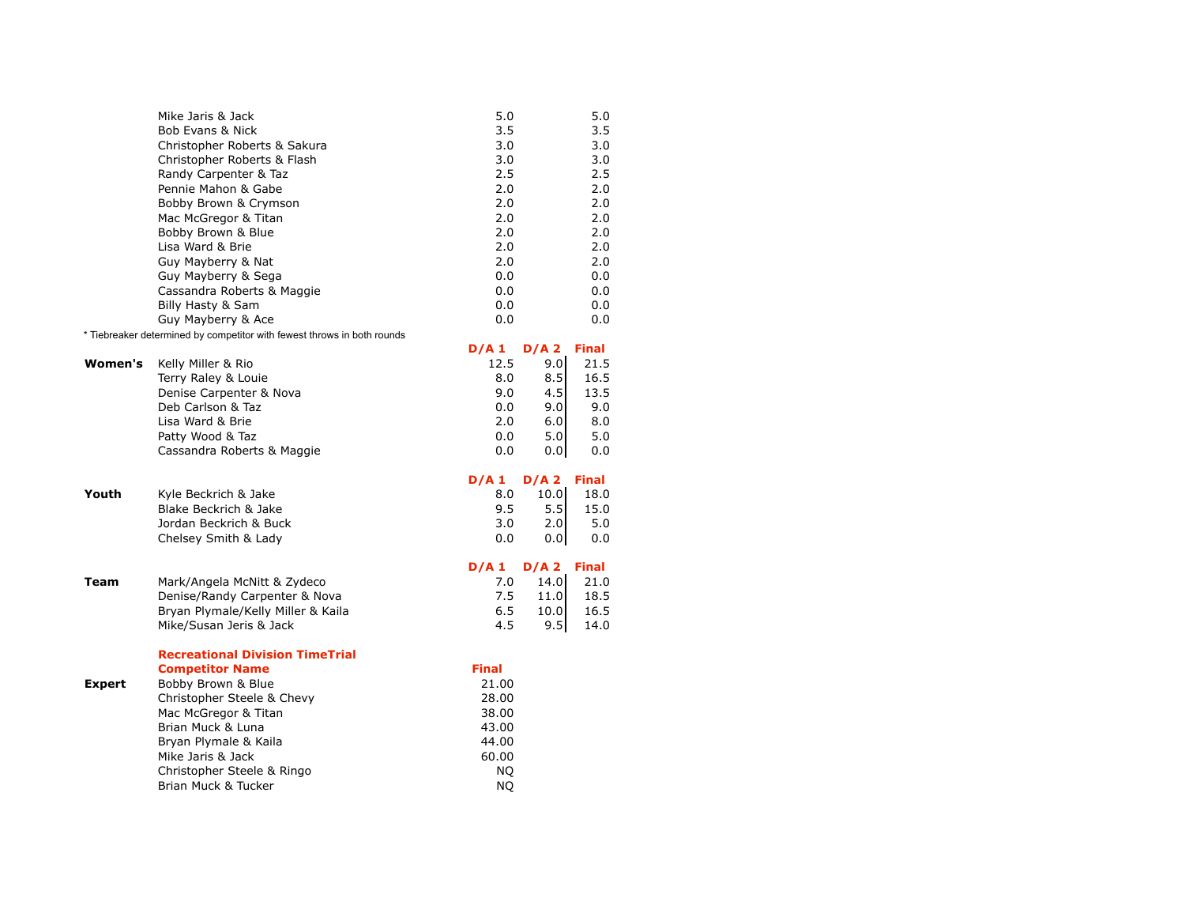| | Competitor | D/A 1 | D/A 2 | Final |
|---|---|---|---|---|
| | Mike Jaris & Jack | 5.0 | | 5.0 |
| | Bob Evans & Nick | 3.5 | | 3.5 |
| | Christopher Roberts & Sakura | 3.0 | | 3.0 |
| | Christopher Roberts & Flash | 3.0 | | 3.0 |
| | Randy Carpenter & Taz | 2.5 | | 2.5 |
| | Pennie Mahon & Gabe | 2.0 | | 2.0 |
| | Bobby Brown & Crymson | 2.0 | | 2.0 |
| | Mac McGregor & Titan | 2.0 | | 2.0 |
| | Bobby Brown & Blue | 2.0 | | 2.0 |
| | Lisa Ward & Brie | 2.0 | | 2.0 |
| | Guy Mayberry & Nat | 2.0 | | 2.0 |
| | Guy Mayberry & Sega | 0.0 | | 0.0 |
| | Cassandra Roberts & Maggie | 0.0 | | 0.0 |
| | Billy Hasty & Sam | 0.0 | | 0.0 |
| | Guy Mayberry & Ace | 0.0 | | 0.0 |

* Tiebreaker determined by competitor with fewest throws in both rounds

| | Competitor | D/A 1 | D/A 2 | Final |
|---|---|---|---|---|
| **Women's** | Kelly Miller & Rio | 12.5 | 9.0 | 21.5 |
| | Terry Raley & Louie | 8.0 | 8.5 | 16.5 |
| | Denise Carpenter & Nova | 9.0 | 4.5 | 13.5 |
| | Deb Carlson & Taz | 0.0 | 9.0 | 9.0 |
| | Lisa Ward & Brie | 2.0 | 6.0 | 8.0 |
| | Patty Wood & Taz | 0.0 | 5.0 | 5.0 |
| | Cassandra Roberts & Maggie | 0.0 | 0.0 | 0.0 |

| | Competitor | D/A 1 | D/A 2 | Final |
|---|---|---|---|---|
| **Youth** | Kyle Beckrich & Jake | 8.0 | 10.0 | 18.0 |
| | Blake Beckrich & Jake | 9.5 | 5.5 | 15.0 |
| | Jordan Beckrich & Buck | 3.0 | 2.0 | 5.0 |
| | Chelsey Smith & Lady | 0.0 | 0.0 | 0.0 |

| | Competitor | D/A 1 | D/A 2 | Final |
|---|---|---|---|---|
| **Team** | Mark/Angela McNitt & Zydeco | 7.0 | 14.0 | 21.0 |
| | Denise/Randy Carpenter & Nova | 7.5 | 11.0 | 18.5 |
| | Bryan Plymale/Kelly Miller & Kaila | 6.5 | 10.0 | 16.5 |
| | Mike/Susan Jeris & Jack | 4.5 | 9.5 | 14.0 |

**Recreational Division TimeTrial**

| | Competitor Name | Final |
|---|---|---|
| **Expert** | Bobby Brown & Blue | 21.00 |
| | Christopher Steele & Chevy | 28.00 |
| | Mac McGregor & Titan | 38.00 |
| | Brian Muck & Luna | 43.00 |
| | Bryan Plymale & Kaila | 44.00 |
| | Mike Jaris & Jack | 60.00 |
| | Christopher Steele & Ringo | NQ |
| | Brian Muck & Tucker | NQ |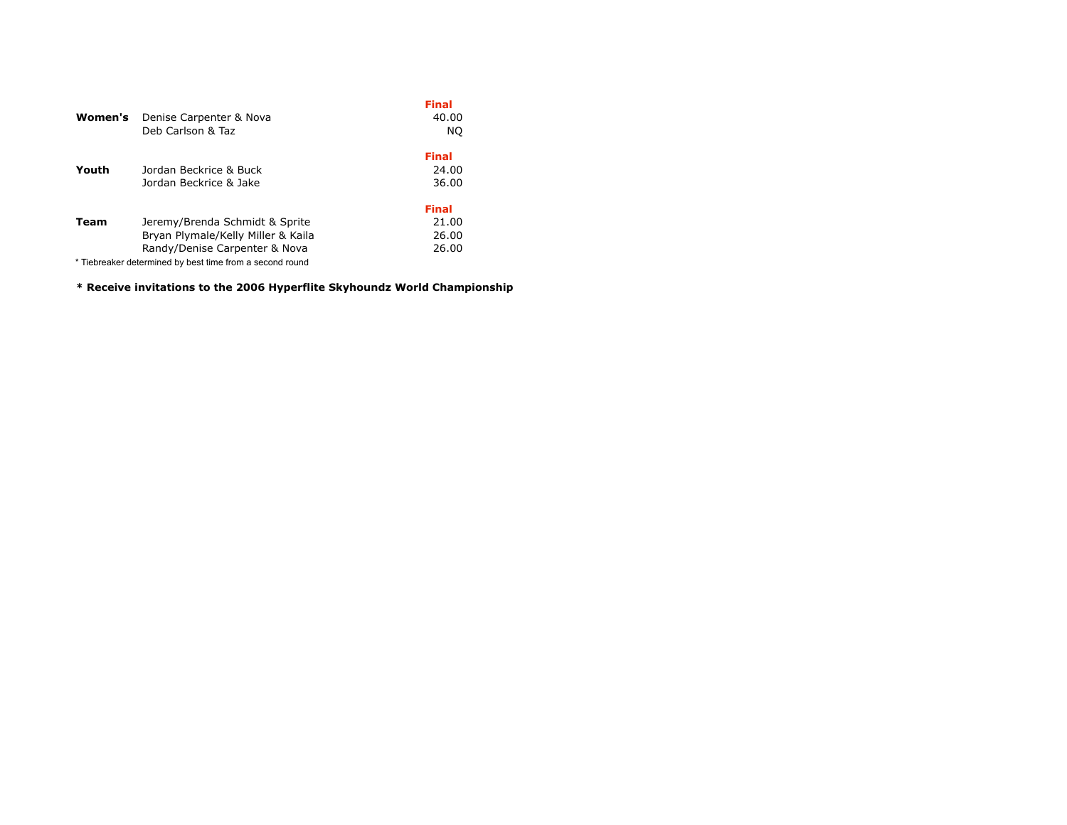| | | Final |
|---|---|---|
| **Women's** | Denise Carpenter & Nova | 40.00 |
| | Deb Carlson & Taz | NQ |
| | | **Final** |
| **Youth** | Jordan Beckrice & Buck | 24.00 |
| | Jordan Beckrice & Jake | 36.00 |
| | | **Final** |
| **Team** | Jeremy/Brenda Schmidt & Sprite | 21.00 |
| | Bryan Plymale/Kelly Miller & Kaila | 26.00 |
| | Randy/Denise Carpenter & Nova | 26.00 |

* Tiebreaker determined by best time from a second round

**\* Receive invitations to the 2006 Hyperflite Skyhoundz World Championship**